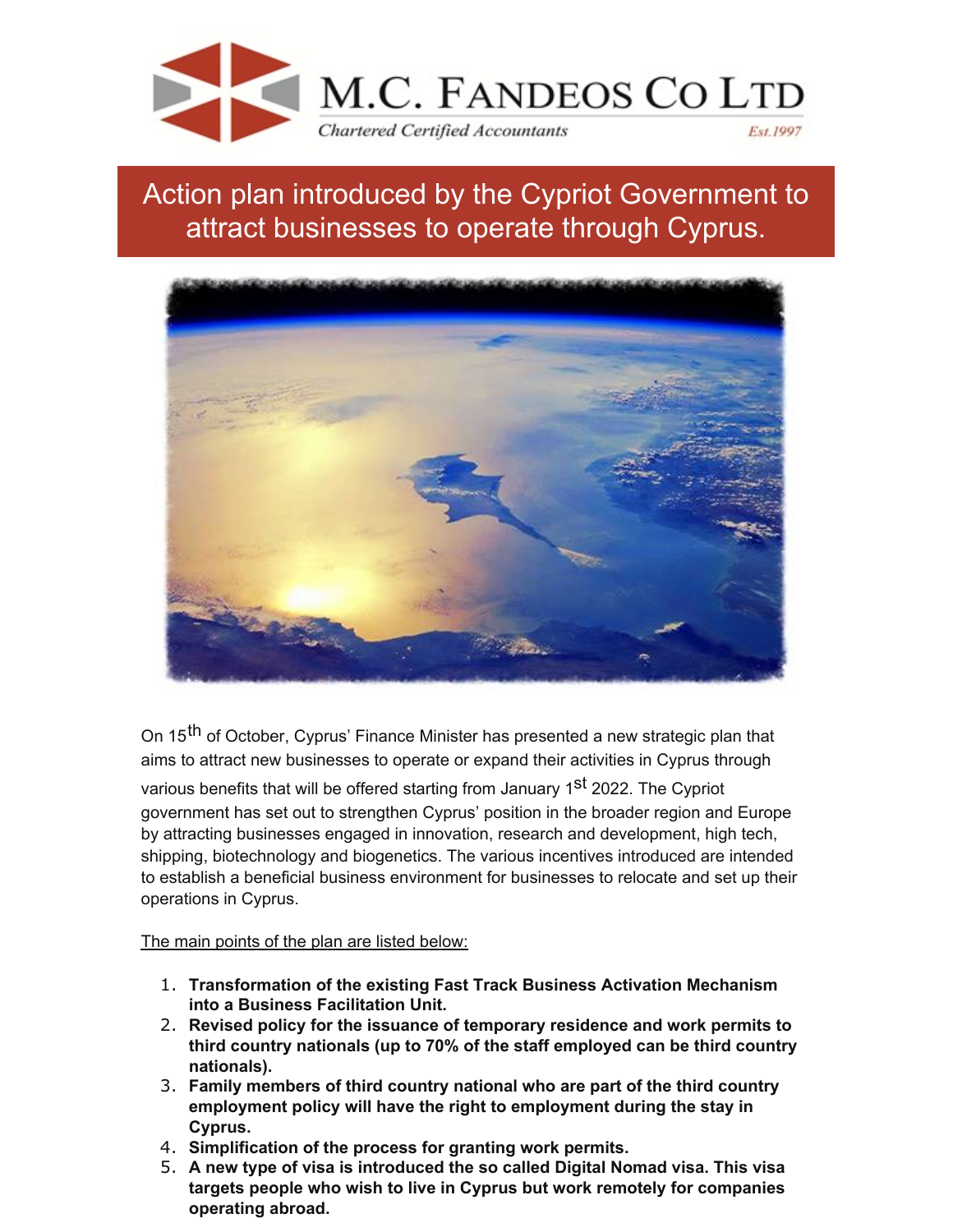# M.C. FANDEOS CO LTD

*Chartered Certified Accountants* *Est.1997*

## Action plan introduced by the Cypriot Government to attract businesses to operate through Cyprus.

On 15th of October, Cyprus' Finance Minister has presented a new strategic plan that aims to attract new businesses to operate or expand their activities in Cyprus through various benefits that will be offered starting from January 1st 2022. The Cypriot government has set out to strengthen Cyprus' position in the broader region and Europe by attracting businesses engaged in innovation, research and development, high tech, shipping, biotechnology and biogenetics. The various incentives introduced are intended to establish a beneficial business environment for businesses to relocate and set up their operations in Cyprus.

<u>The main points of the plan are listed below:</u>

1. **Transformation of the existing Fast Track Business Activation Mechanism into a Business Facilitation Unit.**
2. **Revised policy for the issuance of temporary residence and work permits to third country nationals (up to 70% of the staff employed can be third country nationals).**
3. **Family members of third country national who are part of the third country employment policy will have the right to employment during the stay in Cyprus.**
4. **Simplification of the process for granting work permits.**
5. **A new type of visa is introduced the so called Digital Nomad visa. This visa targets people who wish to live in Cyprus but work remotely for companies operating abroad.**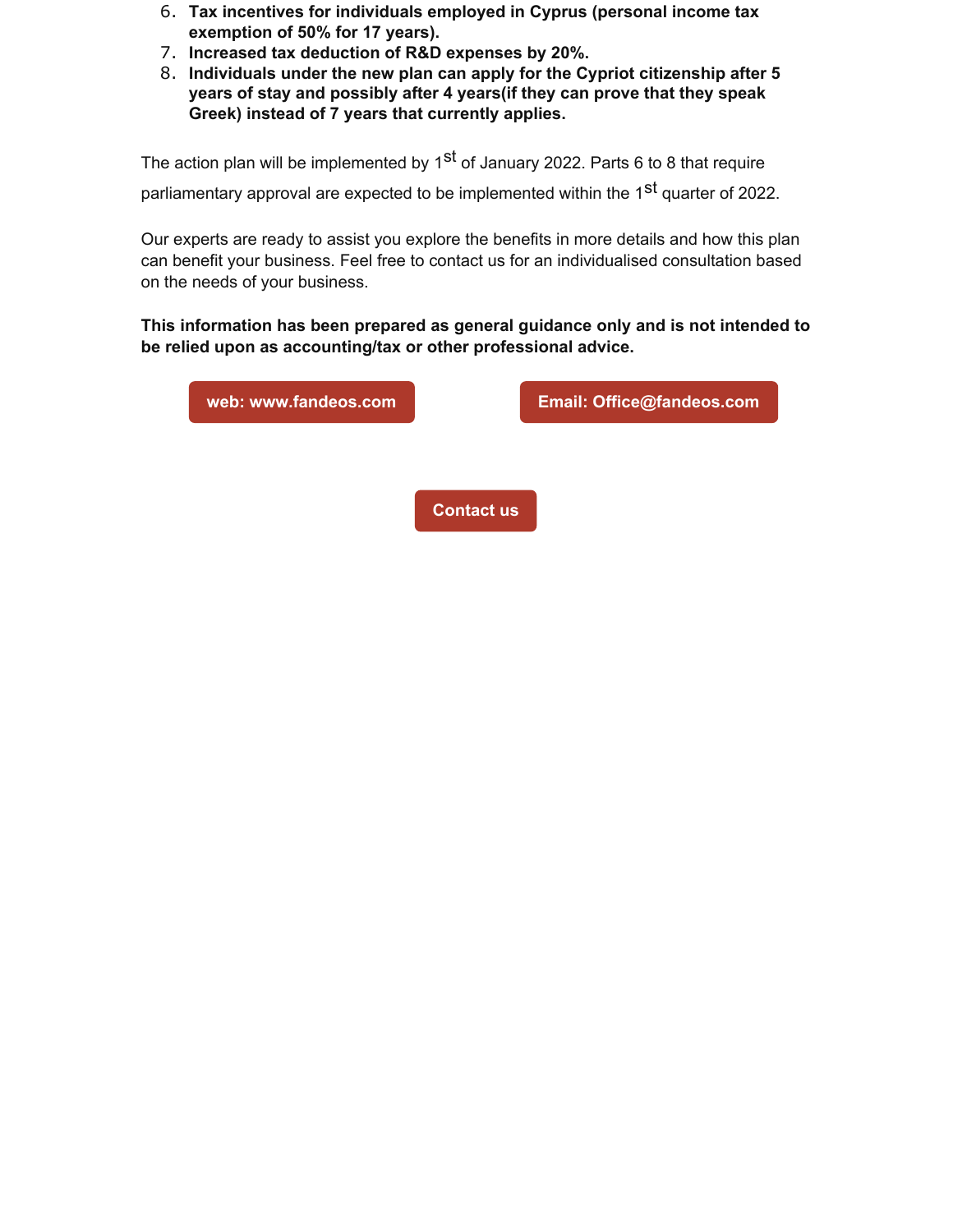6. **Tax incentives for individuals employed in Cyprus (personal income tax exemption of 50% for 17 years).**
7. **Increased tax deduction of R&D expenses by 20%.**
8. **Individuals under the new plan can apply for the Cypriot citizenship after 5 years of stay and possibly after 4 years(if they can prove that they speak Greek) instead of 7 years that currently applies.**

The action plan will be implemented by 1st of January 2022. Parts 6 to 8 that require parliamentary approval are expected to be implemented within the 1st quarter of 2022.

Our experts are ready to assist you explore the benefits in more details and how this plan can benefit your business. Feel free to contact us for an individualised consultation based on the needs of your business.

**This information has been prepared as general guidance only and is not intended to be relied upon as accounting/tax or other professional advice.**

**web: www.fandeos.com**

**Email: Office@fandeos.com**

**Contact us**